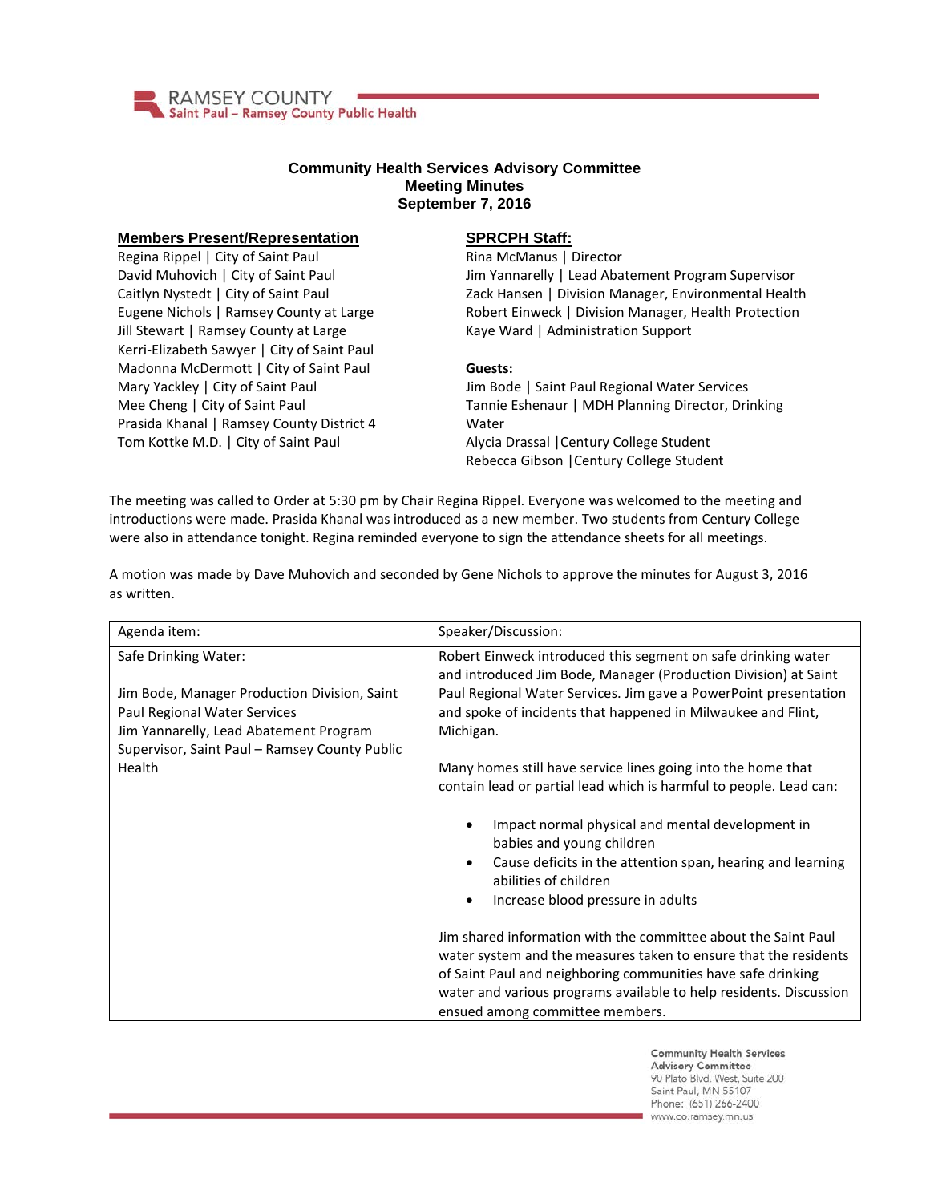RAMSEY COUNTY
Saint Paul – Ramsey County Public Health

# Community Health Services Advisory Committee
## Meeting Minutes
## September 7, 2016

**Members Present/Representation**

Regina Rippel | City of Saint Paul
David Muhovich | City of Saint Paul
Caitlyn Nystedt | City of Saint Paul
Eugene Nichols | Ramsey County at Large
Jill Stewart | Ramsey County at Large
Kerri-Elizabeth Sawyer | City of Saint Paul
Madonna McDermott | City of Saint Paul
Mary Yackley | City of Saint Paul
Mee Cheng | City of Saint Paul
Prasida Khanal | Ramsey County District 4
Tom Kottke M.D. | City of Saint Paul

**SPRCPH Staff:**

Rina McManus | Director
Jim Yannarelly | Lead Abatement Program Supervisor
Zack Hansen | Division Manager, Environmental Health
Robert Einweck | Division Manager, Health Protection
Kaye Ward | Administration Support

**Guests:**

Jim Bode | Saint Paul Regional Water Services
Tannie Eshenaur | MDH Planning Director, Drinking Water
Alycia Drassal |Century College Student
Rebecca Gibson |Century College Student

The meeting was called to Order at 5:30 pm by Chair Regina Rippel. Everyone was welcomed to the meeting and introductions were made. Prasida Khanal was introduced as a new member. Two students from Century College were also in attendance tonight. Regina reminded everyone to sign the attendance sheets for all meetings.

A motion was made by Dave Muhovich and seconded by Gene Nichols to approve the minutes for August 3, 2016 as written.

| Agenda item: | Speaker/Discussion: |
|---|---|
| Safe Drinking Water:<br><br>Jim Bode, Manager Production Division, Saint Paul Regional Water Services<br>Jim Yannarelly, Lead Abatement Program Supervisor, Saint Paul – Ramsey County Public Health | Robert Einweck introduced this segment on safe drinking water and introduced Jim Bode, Manager (Production Division) at Saint Paul Regional Water Services. Jim gave a PowerPoint presentation and spoke of incidents that happened in Milwaukee and Flint, Michigan.<br><br>Many homes still have service lines going into the home that contain lead or partial lead which is harmful to people. Lead can:<br><br>• Impact normal physical and mental development in babies and young children<br>• Cause deficits in the attention span, hearing and learning abilities of children<br>• Increase blood pressure in adults<br><br>Jim shared information with the committee about the Saint Paul water system and the measures taken to ensure that the residents of Saint Paul and neighboring communities have safe drinking water and various programs available to help residents. Discussion ensued among committee members. |

Community Health Services Advisory Committee
90 Plato Blvd. West, Suite 200
Saint Paul, MN 55107
Phone: (651) 266-2400
www.co.ramsey.mn.us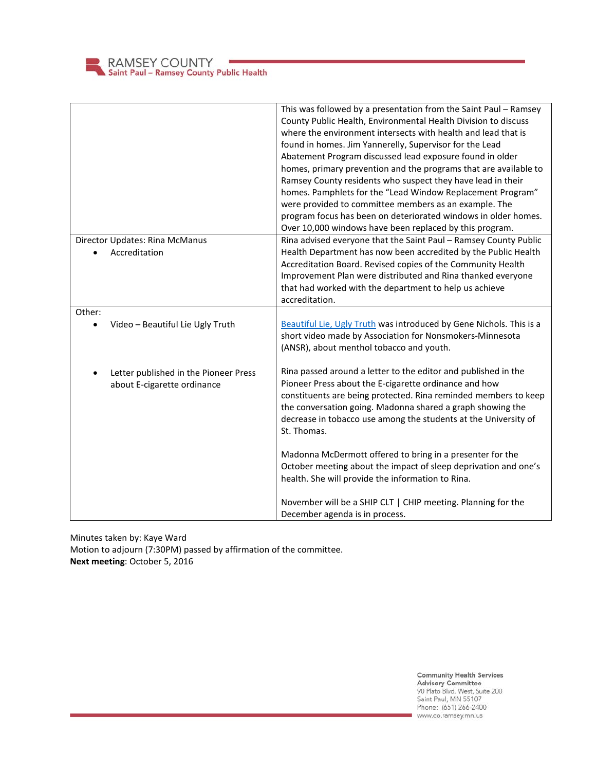| | |
|---|---|
| | This was followed by a presentation from the Saint Paul – Ramsey County Public Health, Environmental Health Division to discuss where the environment intersects with health and lead that is found in homes. Jim Yannerelly, Supervisor for the Lead Abatement Program discussed lead exposure found in older homes, primary prevention and the programs that are available to Ramsey County residents who suspect they have lead in their homes. Pamphlets for the "Lead Window Replacement Program" were provided to committee members as an example. The program focus has been on deteriorated windows in older homes. Over 10,000 windows have been replaced by this program. |
| Director Updates: Rina McManus<br>• Accreditation | Rina advised everyone that the Saint Paul – Ramsey County Public Health Department has now been accredited by the Public Health Accreditation Board. Revised copies of the Community Health Improvement Plan were distributed and Rina thanked everyone that had worked with the department to help us achieve accreditation. |
| Other:<br>• Video – Beautiful Lie Ugly Truth<br><br>• Letter published in the Pioneer Press about E-cigarette ordinance | Beautiful Lie, Ugly Truth was introduced by Gene Nichols. This is a short video made by Association for Nonsmokers-Minnesota (ANSR), about menthol tobacco and youth.<br><br>Rina passed around a letter to the editor and published in the Pioneer Press about the E-cigarette ordinance and how constituents are being protected. Rina reminded members to keep the conversation going. Madonna shared a graph showing the decrease in tobacco use among the students at the University of St. Thomas.<br><br>Madonna McDermott offered to bring in a presenter for the October meeting about the impact of sleep deprivation and one's health. She will provide the information to Rina.<br><br>November will be a SHIP CLT \| CHIP meeting. Planning for the December agenda is in process. |

Minutes taken by: Kaye Ward
Motion to adjourn (7:30PM) passed by affirmation of the committee.
**Next meeting**: October 5, 2016